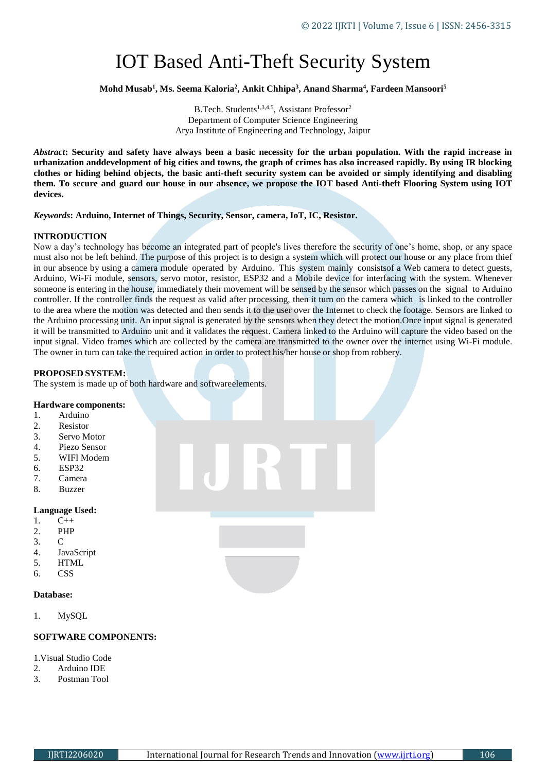# IOT Based Anti-Theft Security System

**Mohd Musab[1], Ms. Seema Kaloria[2], Ankit Chhipa[3], Anand Sharma[4], Fardeen Mansoori[5]**

B.Tech. Students[1,3,4,5], Assistant Professor[2]
Department of Computer Science Engineering
Arya Institute of Engineering and Technology, Jaipur

***Abstract*: Security and safety have always been a basic necessity for the urban population. With the rapid increase in urbanization anddevelopment of big cities and towns, the graph of crimes has also increased rapidly. By using IR blocking clothes or hiding behind objects, the basic anti-theft security system can be avoided or simply identifying and disabling them. To secure and guard our house in our absence, we propose the IOT based Anti-theft Flooring System using IOT devices.**

***Keywords*: Arduino, Internet of Things, Security, Sensor, camera, IoT, IC, Resistor.**

## INTRODUCTION

Now a day's technology has become an integrated part of people's lives therefore the security of one's home, shop, or any space must also not be left behind. The purpose of this project is to design a system which will protect our house or any place from thief in our absence by using a camera module operated by Arduino. This system mainly consistsof a Web camera to detect guests, Arduino, Wi-Fi module, sensors, servo motor, resistor, ESP32 and a Mobile device for interfacing with the system. Whenever someone is entering in the house, immediately their movement will be sensed by the sensor which passes on the signal to Arduino controller. If the controller finds the request as valid after processing, then it turn on the camera which is linked to the controller to the area where the motion was detected and then sends it to the user over the Internet to check the footage. Sensors are linked to the Arduino processing unit. An input signal is generated by the sensors when they detect the motion.Once input signal is generated it will be transmitted to Arduino unit and it validates the request. Camera linked to the Arduino will capture the video based on the input signal. Video frames which are collected by the camera are transmitted to the owner over the internet using Wi-Fi module. The owner in turn can take the required action in order to protect his/her house or shop from robbery.

## PROPOSED SYSTEM:

The system is made up of both hardware and softwareelements.

### Hardware components:

1. Arduino
2. Resistor
3. Servo Motor
4. Piezo Sensor
5. WIFI Modem
6. ESP32
7. Camera
8. Buzzer

### Language Used:

1. C++
2. PHP
3. C
4. JavaScript
5. HTML
6. CSS

### Database:

1. MySQL

## SOFTWARE COMPONENTS:

1. Visual Studio Code
2. Arduino IDE
3. Postman Tool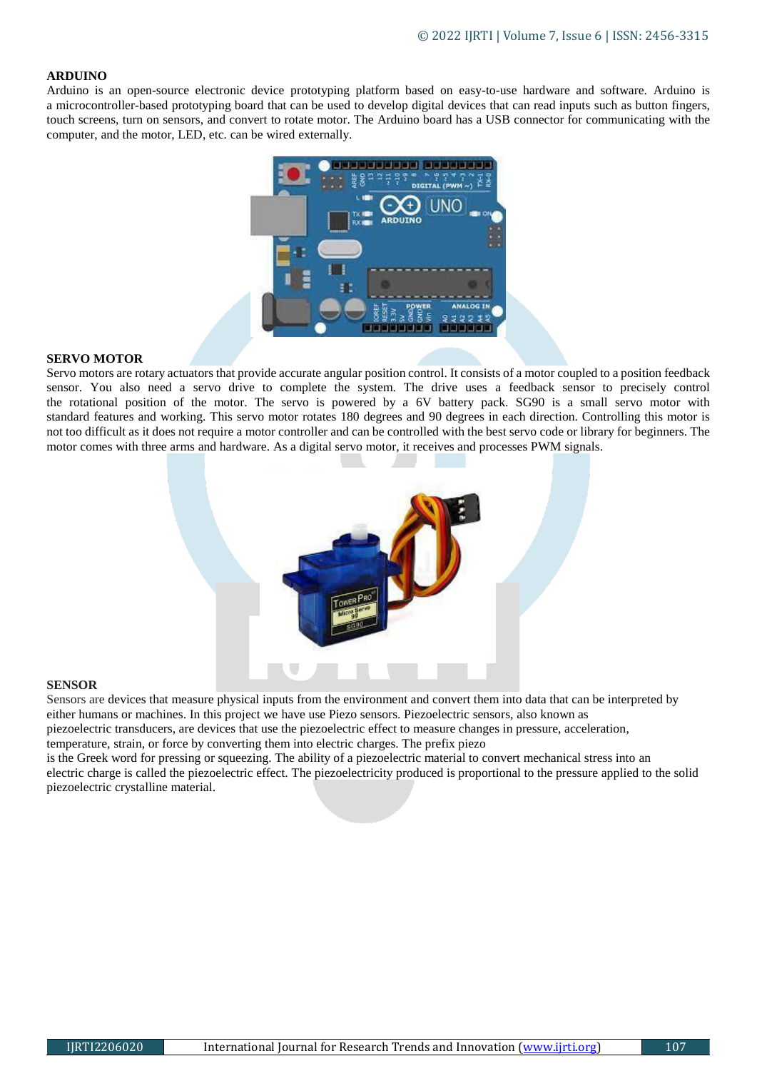**ARDUINO**

Arduino is an open-source electronic device prototyping platform based on easy-to-use hardware and software. Arduino is a microcontroller-based prototyping board that can be used to develop digital devices that can read inputs such as button fingers, touch screens, turn on sensors, and convert to rotate motor. The Arduino board has a USB connector for communicating with the computer, and the motor, LED, etc. can be wired externally.

**SERVO MOTOR**

Servo motors are rotary actuators that provide accurate angular position control. It consists of a motor coupled to a position feedback sensor. You also need a servo drive to complete the system. The drive uses a feedback sensor to precisely control the rotational position of the motor. The servo is powered by a 6V battery pack. SG90 is a small servo motor with standard features and working. This servo motor rotates 180 degrees and 90 degrees in each direction. Controlling this motor is not too difficult as it does not require a motor controller and can be controlled with the best servo code or library for beginners. The motor comes with three arms and hardware. As a digital servo motor, it receives and processes PWM signals.

**SENSOR**

Sensors are devices that measure physical inputs from the environment and convert them into data that can be interpreted by either humans or machines. In this project we have use Piezo sensors. Piezoelectric sensors, also known as piezoelectric transducers, are devices that use the piezoelectric effect to measure changes in pressure, acceleration, temperature, strain, or force by converting them into electric charges. The prefix piezo is the Greek word for pressing or squeezing. The ability of a piezoelectric material to convert mechanical stress into an electric charge is called the piezoelectric effect. The piezoelectricity produced is proportional to the pressure applied to the solid piezoelectric crystalline material.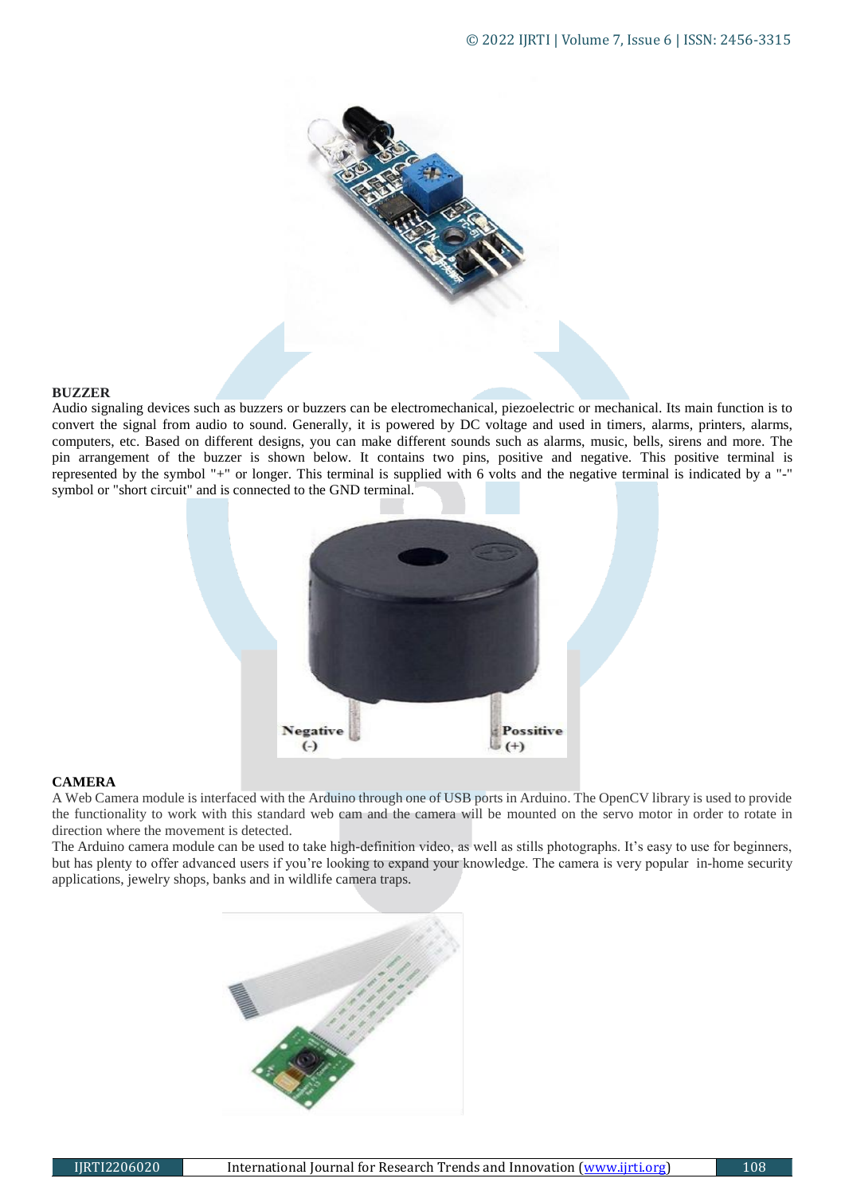## BUZZER

Audio signaling devices such as buzzers or buzzers can be electromechanical, piezoelectric or mechanical. Its main function is to convert the signal from audio to sound. Generally, it is powered by DC voltage and used in timers, alarms, printers, alarms, computers, etc. Based on different designs, you can make different sounds such as alarms, music, bells, sirens and more. The pin arrangement of the buzzer is shown below. It contains two pins, positive and negative. This positive terminal is represented by the symbol "+" or longer. This terminal is supplied with 6 volts and the negative terminal is indicated by a "-" symbol or "short circuit" and is connected to the GND terminal.

## CAMERA

A Web Camera module is interfaced with the Arduino through one of USB ports in Arduino. The OpenCV library is used to provide the functionality to work with this standard web cam and the camera will be mounted on the servo motor in order to rotate in direction where the movement is detected.

The Arduino camera module can be used to take high-definition video, as well as stills photographs. It's easy to use for beginners, but has plenty to offer advanced users if you're looking to expand your knowledge. The camera is very popular in-home security applications, jewelry shops, banks and in wildlife camera traps.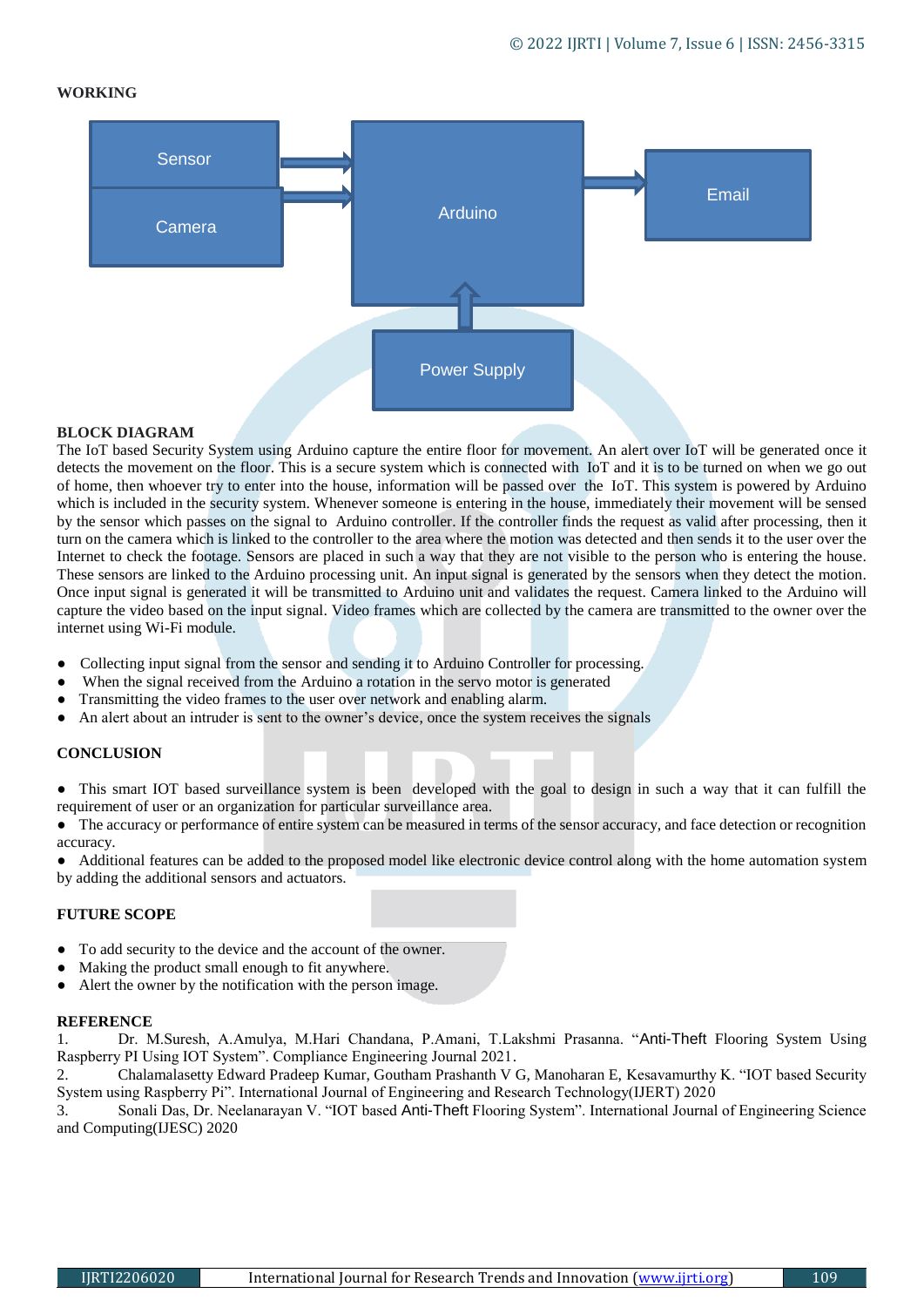## WORKING

Sensor

Camera

Arduino

Email

Power Supply

## BLOCK DIAGRAM

The IoT based Security System using Arduino capture the entire floor for movement. An alert over IoT will be generated once it detects the movement on the floor. This is a secure system which is connected with IoT and it is to be turned on when we go out of home, then whoever try to enter into the house, information will be passed over the IoT. This system is powered by Arduino which is included in the security system. Whenever someone is entering in the house, immediately their movement will be sensed by the sensor which passes on the signal to Arduino controller. If the controller finds the request as valid after processing, then it turn on the camera which is linked to the controller to the area where the motion was detected and then sends it to the user over the Internet to check the footage. Sensors are placed in such a way that they are not visible to the person who is entering the house. These sensors are linked to the Arduino processing unit. An input signal is generated by the sensors when they detect the motion. Once input signal is generated it will be transmitted to Arduino unit and validates the request. Camera linked to the Arduino will capture the video based on the input signal. Video frames which are collected by the camera are transmitted to the owner over the internet using Wi-Fi module.

- Collecting input signal from the sensor and sending it to Arduino Controller for processing.
- When the signal received from the Arduino a rotation in the servo motor is generated
- Transmitting the video frames to the user over network and enabling alarm.
- An alert about an intruder is sent to the owner's device, once the system receives the signals

## CONCLUSION

- This smart IOT based surveillance system is been developed with the goal to design in such a way that it can fulfill the requirement of user or an organization for particular surveillance area.
- The accuracy or performance of entire system can be measured in terms of the sensor accuracy, and face detection or recognition accuracy.
- Additional features can be added to the proposed model like electronic device control along with the home automation system by adding the additional sensors and actuators.

## FUTURE SCOPE

- To add security to the device and the account of the owner.
- Making the product small enough to fit anywhere.
- Alert the owner by the notification with the person image.

## REFERENCE

1. Dr. M.Suresh, A.Amulya, M.Hari Chandana, P.Amani, T.Lakshmi Prasanna. "Anti-Theft Flooring System Using Raspberry PI Using IOT System". Compliance Engineering Journal 2021.
2. Chalamalasetty Edward Pradeep Kumar, Goutham Prashanth V G, Manoharan E, Kesavamurthy K. "IOT based Security System using Raspberry Pi". International Journal of Engineering and Research Technology(IJERT) 2020
3. Sonali Das, Dr. Neelanarayan V. "IOT based Anti-Theft Flooring System". International Journal of Engineering Science and Computing(IJESC) 2020